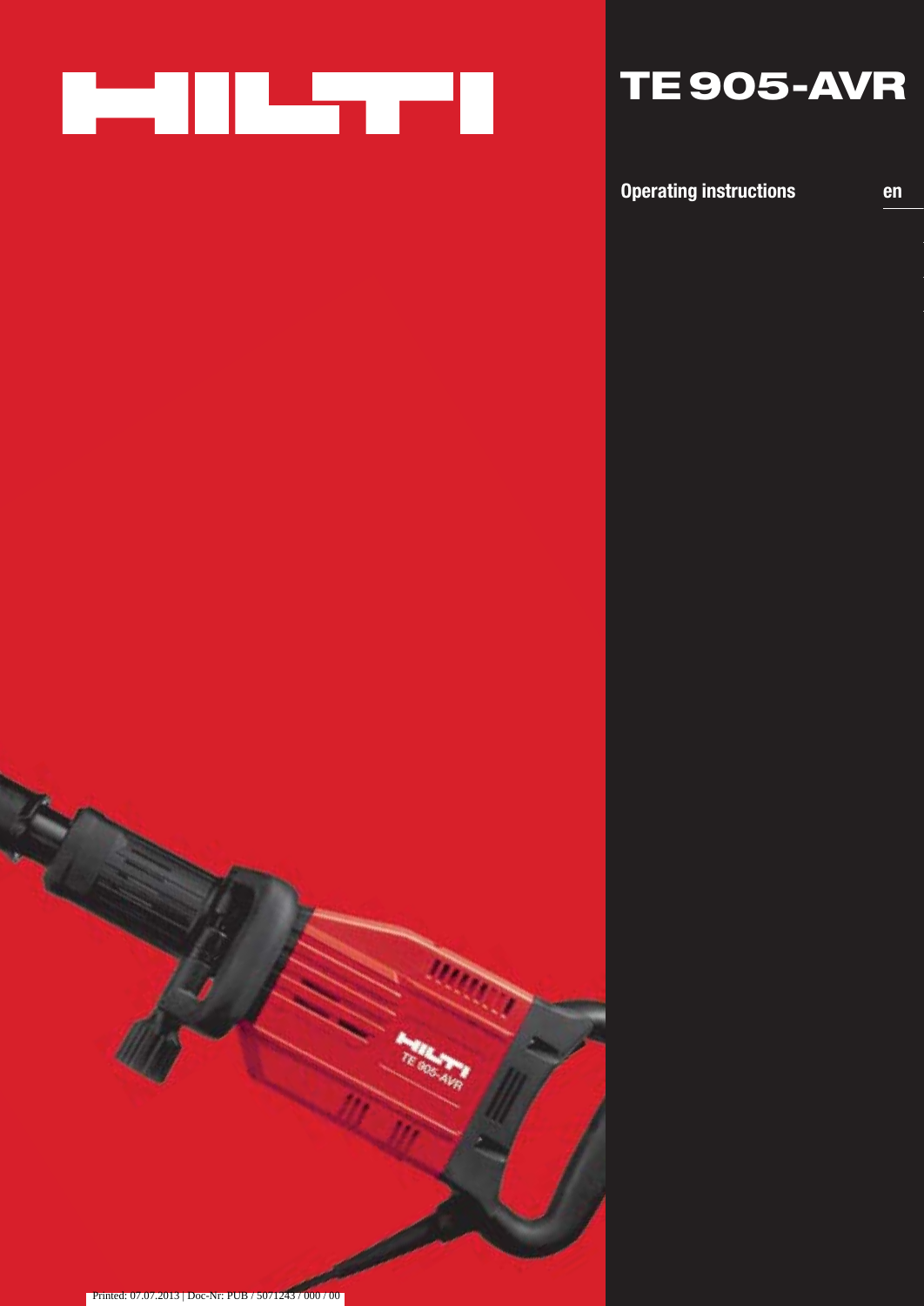# HILTI

# TE 905-AVR

Operating instructions — en

Printed: 07.07.2013 | Doc-Nr: PUB / 5071243 / 000 / 00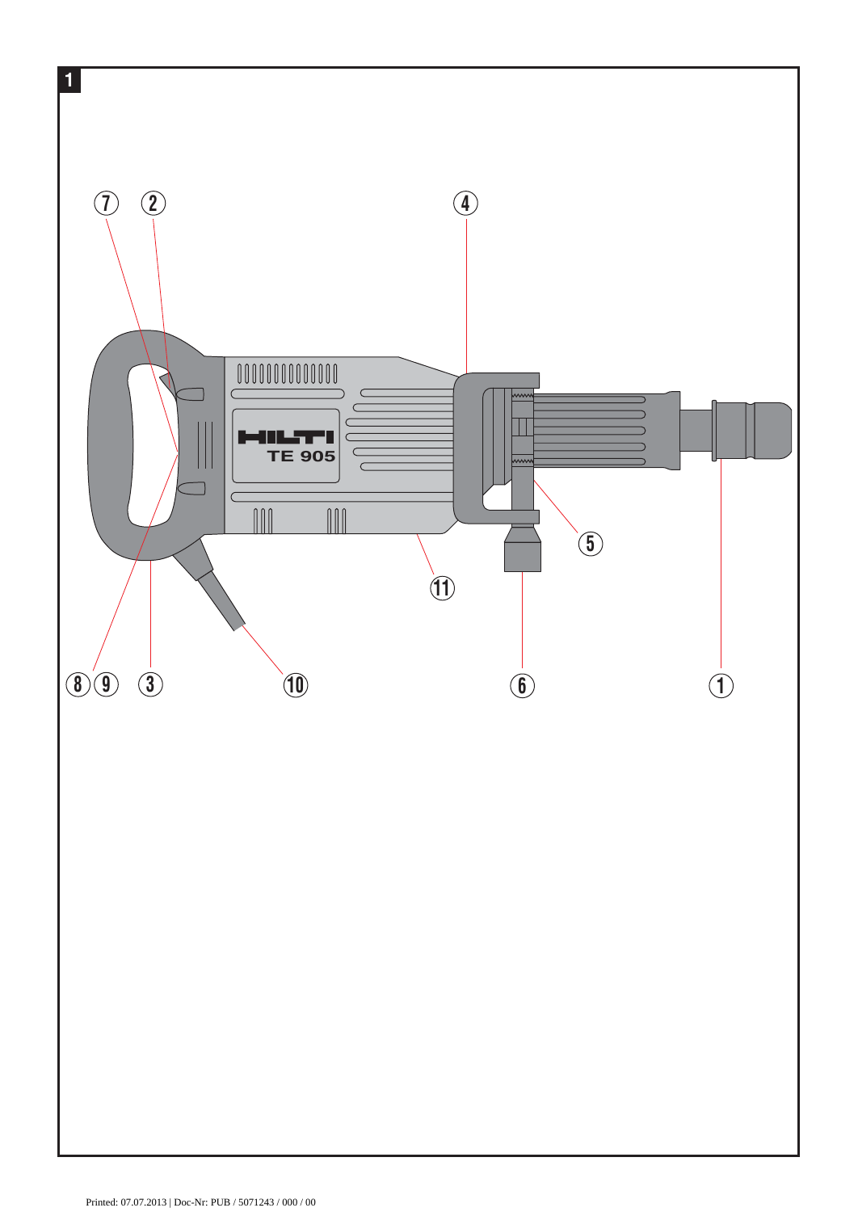1

⑦ ② ④

TE 905

⑤

⑪

⑧⑨ ③ ⑩ ⑥ ①

Printed: 07.07.2013 | Doc-Nr: PUB / 5071243 / 000 / 00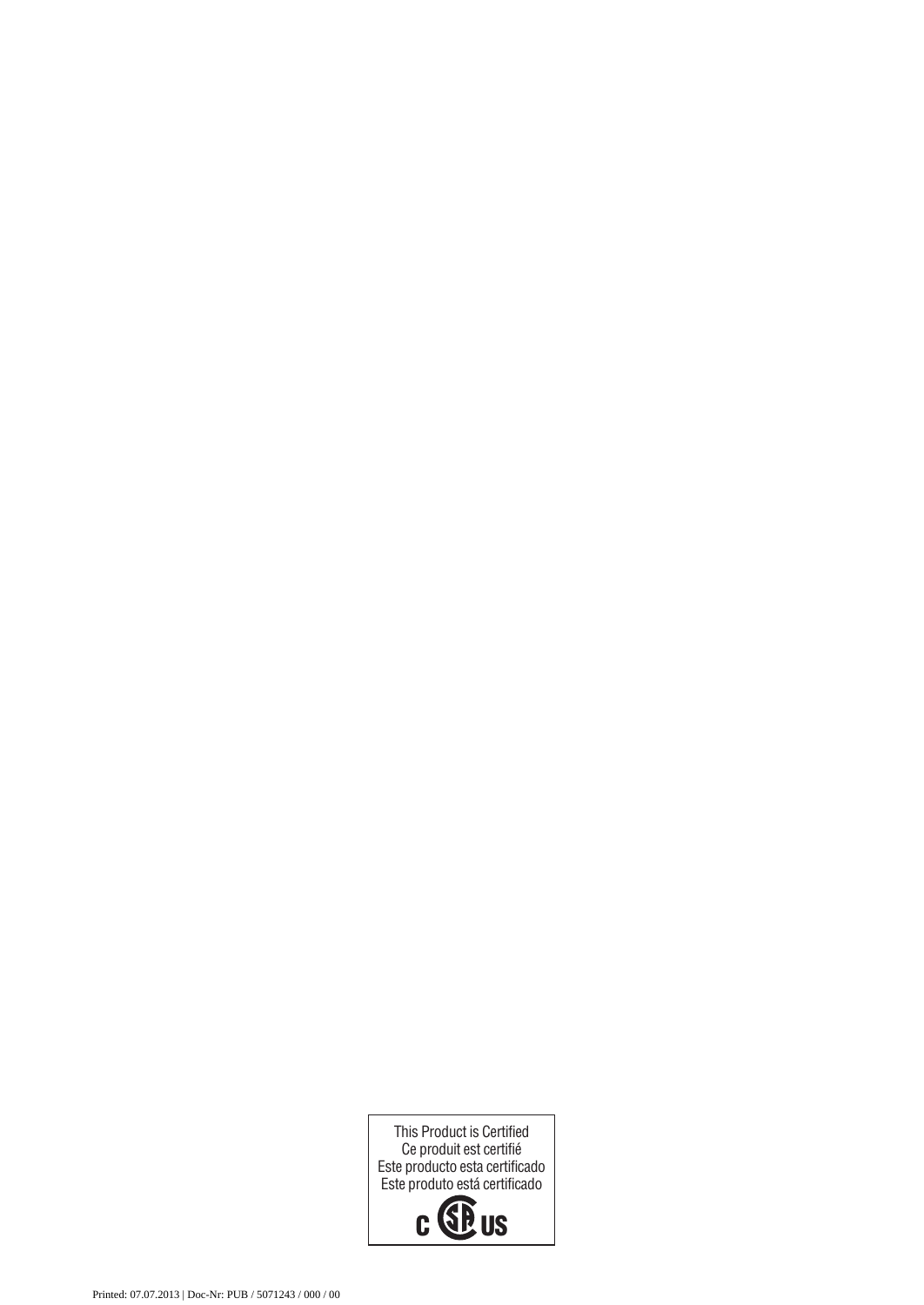This Product is Certified
Ce produit est certifié
Este producto esta certificado
Este produto está certificado

c CSA us

Printed: 07.07.2013 | Doc-Nr: PUB / 5071243 / 000 / 00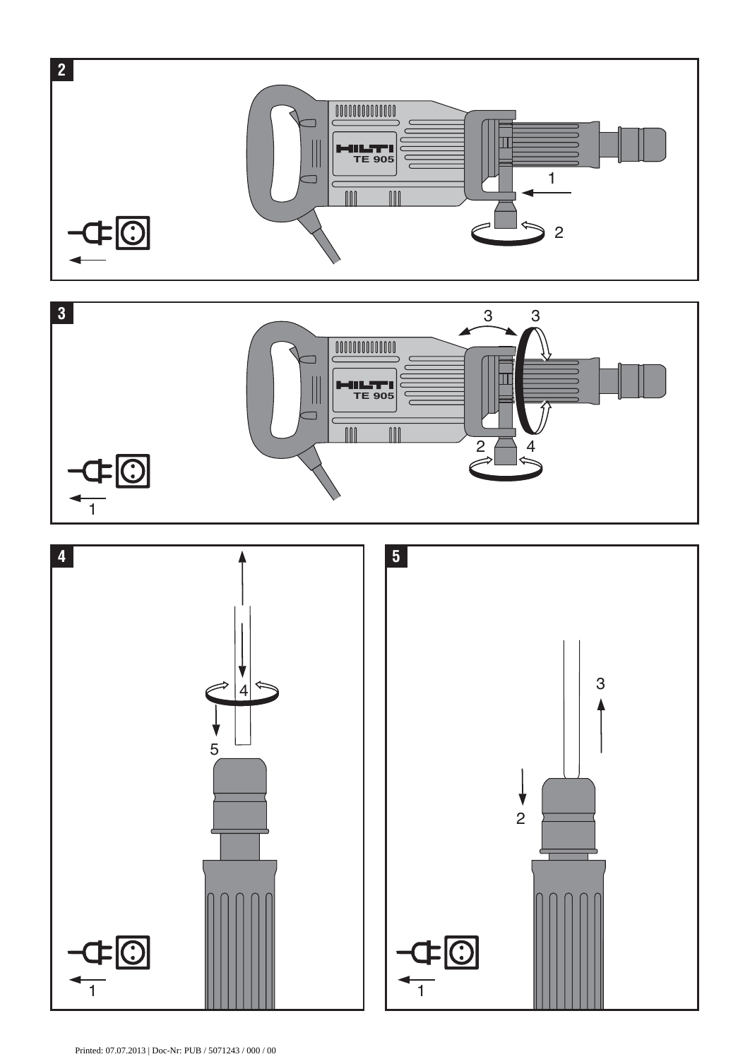2

HILTI
TE 905

1

2

3

3 3

HILTI
TE 905

2 4

1

4

4

5

1

5

3

2

1

Printed: 07.07.2013 | Doc-Nr: PUB / 5071243 / 000 / 00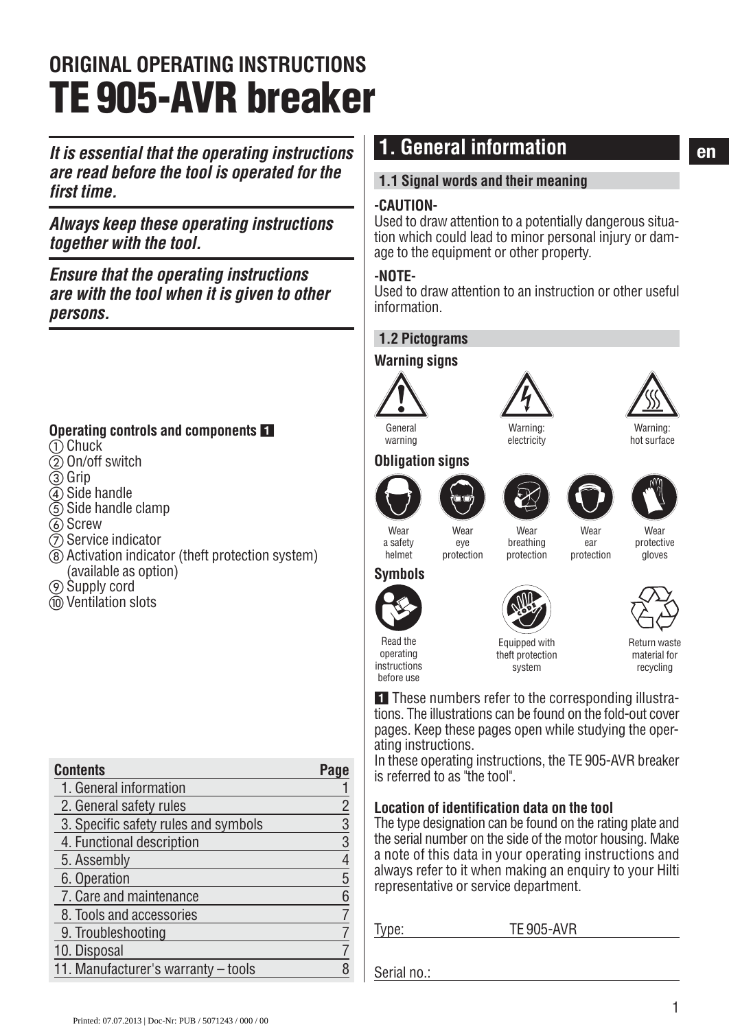# ORIGINAL OPERATING INSTRUCTIONS

# TE 905-AVR breaker

***It is essential that the operating instructions are read before the tool is operated for the first time.***

***Always keep these operating instructions together with the tool.***

***Ensure that the operating instructions are with the tool when it is given to other persons.***

**Operating controls and components 1**

① Chuck
② On/off switch
③ Grip
④ Side handle
⑤ Side handle clamp
⑥ Screw
⑦ Service indicator
⑧ Activation indicator (theft protection system) (available as option)
⑨ Supply cord
⑩ Ventilation slots

| Contents | Page |
|---|---|
| 1. General information | 1 |
| 2. General safety rules | 2 |
| 3. Specific safety rules and symbols | 3 |
| 4. Functional description | 3 |
| 5. Assembly | 4 |
| 6. Operation | 5 |
| 7. Care and maintenance | 6 |
| 8. Tools and accessories | 7 |
| 9. Troubleshooting | 7 |
| 10. Disposal | 7 |
| 11. Manufacturer's warranty – tools | 8 |

## 1. General information

### 1.1 Signal words and their meaning

**-CAUTION-**
Used to draw attention to a potentially dangerous situation which could lead to minor personal injury or damage to the equipment or other property.

**-NOTE-**
Used to draw attention to an instruction or other useful information.

### 1.2 Pictograms

**Warning signs**

General warning | Warning: electricity | Warning: hot surface

**Obligation signs**

Wear a safety helmet | Wear eye protection | Wear breathing protection | Wear ear protection | Wear protective gloves

**Symbols**

Read the operating instructions before use | Equipped with theft protection system | Return waste material for recycling

**1** These numbers refer to the corresponding illustrations. The illustrations can be found on the fold-out cover pages. Keep these pages open while studying the operating instructions.
In these operating instructions, the TE 905-AVR breaker is referred to as "the tool".

**Location of identification data on the tool**
The type designation can be found on the rating plate and the serial number on the side of the motor housing. Make a note of this data in your operating instructions and always refer to it when making an enquiry to your Hilti representative or service department.

Type: TE 905-AVR

Serial no.: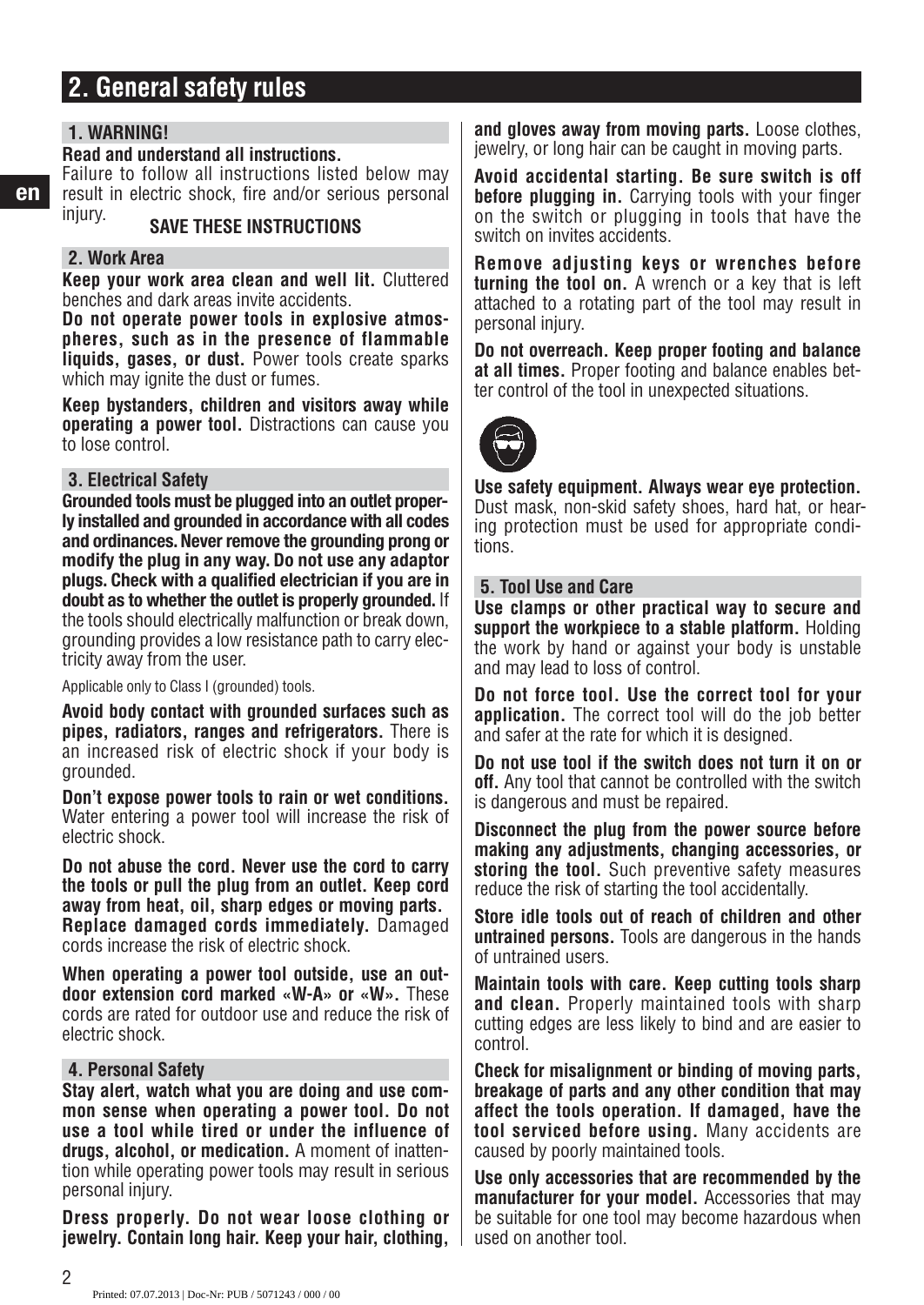# 2. General safety rules

## 1. WARNING!

**Read and understand all instructions.**
Failure to follow all instructions listed below may result in electric shock, fire and/or serious personal injury.

**SAVE THESE INSTRUCTIONS**

## 2. Work Area

**Keep your work area clean and well lit.** Cluttered benches and dark areas invite accidents.

**Do not operate power tools in explosive atmospheres, such as in the presence of flammable liquids, gases, or dust.** Power tools create sparks which may ignite the dust or fumes.

**Keep bystanders, children and visitors away while operating a power tool.** Distractions can cause you to lose control.

## 3. Electrical Safety

**Grounded tools must be plugged into an outlet properly installed and grounded in accordance with all codes and ordinances. Never remove the grounding prong or modify the plug in any way. Do not use any adaptor plugs. Check with a qualified electrician if you are in doubt as to whether the outlet is properly grounded.** If the tools should electrically malfunction or break down, grounding provides a low resistance path to carry electricity away from the user.

Applicable only to Class I (grounded) tools.

**Avoid body contact with grounded surfaces such as pipes, radiators, ranges and refrigerators.** There is an increased risk of electric shock if your body is grounded.

**Don't expose power tools to rain or wet conditions.** Water entering a power tool will increase the risk of electric shock.

**Do not abuse the cord. Never use the cord to carry the tools or pull the plug from an outlet. Keep cord away from heat, oil, sharp edges or moving parts. Replace damaged cords immediately.** Damaged cords increase the risk of electric shock.

**When operating a power tool outside, use an outdoor extension cord marked «W-A» or «W».** These cords are rated for outdoor use and reduce the risk of electric shock.

## 4. Personal Safety

**Stay alert, watch what you are doing and use common sense when operating a power tool. Do not use a tool while tired or under the influence of drugs, alcohol, or medication.** A moment of inattention while operating power tools may result in serious personal injury.

**Dress properly. Do not wear loose clothing or jewelry. Contain long hair. Keep your hair, clothing, and gloves away from moving parts.** Loose clothes, jewelry, or long hair can be caught in moving parts.

**Avoid accidental starting. Be sure switch is off before plugging in.** Carrying tools with your finger on the switch or plugging in tools that have the switch on invites accidents.

**Remove adjusting keys or wrenches before turning the tool on.** A wrench or a key that is left attached to a rotating part of the tool may result in personal injury.

**Do not overreach. Keep proper footing and balance at all times.** Proper footing and balance enables better control of the tool in unexpected situations.

**Use safety equipment. Always wear eye protection.** Dust mask, non-skid safety shoes, hard hat, or hearing protection must be used for appropriate conditions.

## 5. Tool Use and Care

**Use clamps or other practical way to secure and support the workpiece to a stable platform.** Holding the work by hand or against your body is unstable and may lead to loss of control.

**Do not force tool. Use the correct tool for your application.** The correct tool will do the job better and safer at the rate for which it is designed.

**Do not use tool if the switch does not turn it on or off.** Any tool that cannot be controlled with the switch is dangerous and must be repaired.

**Disconnect the plug from the power source before making any adjustments, changing accessories, or storing the tool.** Such preventive safety measures reduce the risk of starting the tool accidentally.

**Store idle tools out of reach of children and other untrained persons.** Tools are dangerous in the hands of untrained users.

**Maintain tools with care. Keep cutting tools sharp and clean.** Properly maintained tools with sharp cutting edges are less likely to bind and are easier to control.

**Check for misalignment or binding of moving parts, breakage of parts and any other condition that may affect the tools operation. If damaged, have the tool serviced before using.** Many accidents are caused by poorly maintained tools.

**Use only accessories that are recommended by the manufacturer for your model.** Accessories that may be suitable for one tool may become hazardous when used on another tool.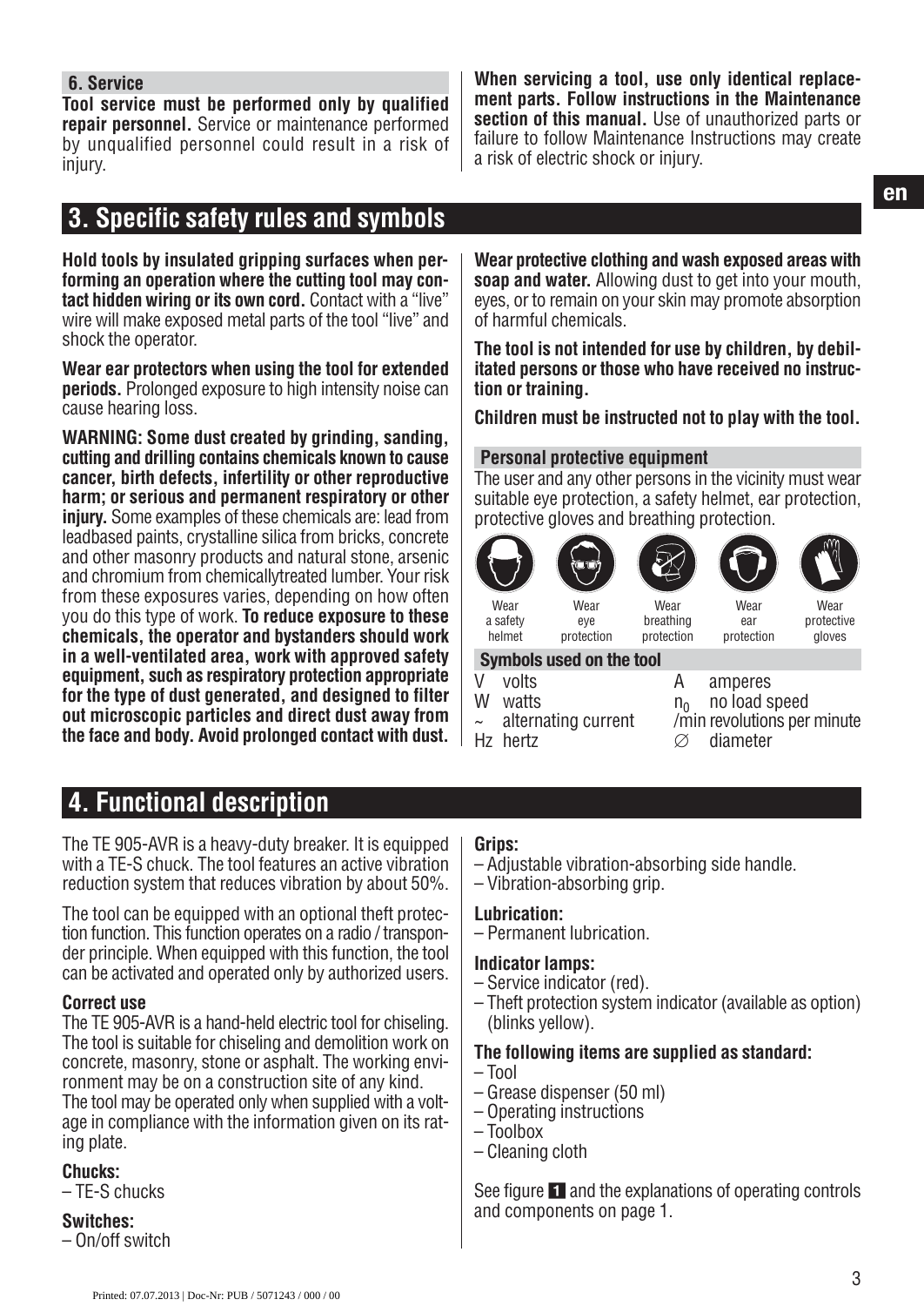### 6. Service

**Tool service must be performed only by qualified repair personnel.** Service or maintenance performed by unqualified personnel could result in a risk of injury.

**When servicing a tool, use only identical replacement parts. Follow instructions in the Maintenance section of this manual.** Use of unauthorized parts or failure to follow Maintenance Instructions may create a risk of electric shock or injury.

## 3. Specific safety rules and symbols

**Hold tools by insulated gripping surfaces when performing an operation where the cutting tool may contact hidden wiring or its own cord.** Contact with a "live" wire will make exposed metal parts of the tool "live" and shock the operator.

**Wear ear protectors when using the tool for extended periods.** Prolonged exposure to high intensity noise can cause hearing loss.

**WARNING: Some dust created by grinding, sanding, cutting and drilling contains chemicals known to cause cancer, birth defects, infertility or other reproductive harm; or serious and permanent respiratory or other injury.** Some examples of these chemicals are: lead from leadbased paints, crystalline silica from bricks, concrete and other masonry products and natural stone, arsenic and chromium from chemicallytreated lumber. Your risk from these exposures varies, depending on how often you do this type of work. **To reduce exposure to these chemicals, the operator and bystanders should work in a well-ventilated area, work with approved safety equipment, such as respiratory protection appropriate for the type of dust generated, and designed to filter out microscopic particles and direct dust away from the face and body. Avoid prolonged contact with dust.**

**Wear protective clothing and wash exposed areas with soap and water.** Allowing dust to get into your mouth, eyes, or to remain on your skin may promote absorption of harmful chemicals.

**The tool is not intended for use by children, by debilitated persons or those who have received no instruction or training.**

**Children must be instructed not to play with the tool.**

### Personal protective equipment

The user and any other persons in the vicinity must wear suitable eye protection, a safety helmet, ear protection, protective gloves and breathing protection.

Wear a safety helmet | Wear eye protection | Wear breathing protection | Wear ear protection | Wear protective gloves

### Symbols used on the tool

| | | | |
|---|---|---|---|
| V | volts | A | amperes |
| W | watts | $n_0$ | no load speed |
| ~ | alternating current | /min | revolutions per minute |
| Hz | hertz | ∅ | diameter |

## 4. Functional description

The TE 905-AVR is a heavy-duty breaker. It is equipped with a TE-S chuck. The tool features an active vibration reduction system that reduces vibration by about 50%.

The tool can be equipped with an optional theft protection function. This function operates on a radio / transponder principle. When equipped with this function, the tool can be activated and operated only by authorized users.

**Correct use**

The TE 905-AVR is a hand-held electric tool for chiseling. The tool is suitable for chiseling and demolition work on concrete, masonry, stone or asphalt. The working environment may be on a construction site of any kind.
The tool may be operated only when supplied with a voltage in compliance with the information given on its rating plate.

**Chucks:**
– TE-S chucks

**Switches:**
– On/off switch

**Grips:**
– Adjustable vibration-absorbing side handle.
– Vibration-absorbing grip.

**Lubrication:**
– Permanent lubrication.

**Indicator lamps:**
– Service indicator (red).
– Theft protection system indicator (available as option) (blinks yellow).

**The following items are supplied as standard:**
– Tool
– Grease dispenser (50 ml)
– Operating instructions
– Toolbox
– Cleaning cloth

See figure **1** and the explanations of operating controls and components on page 1.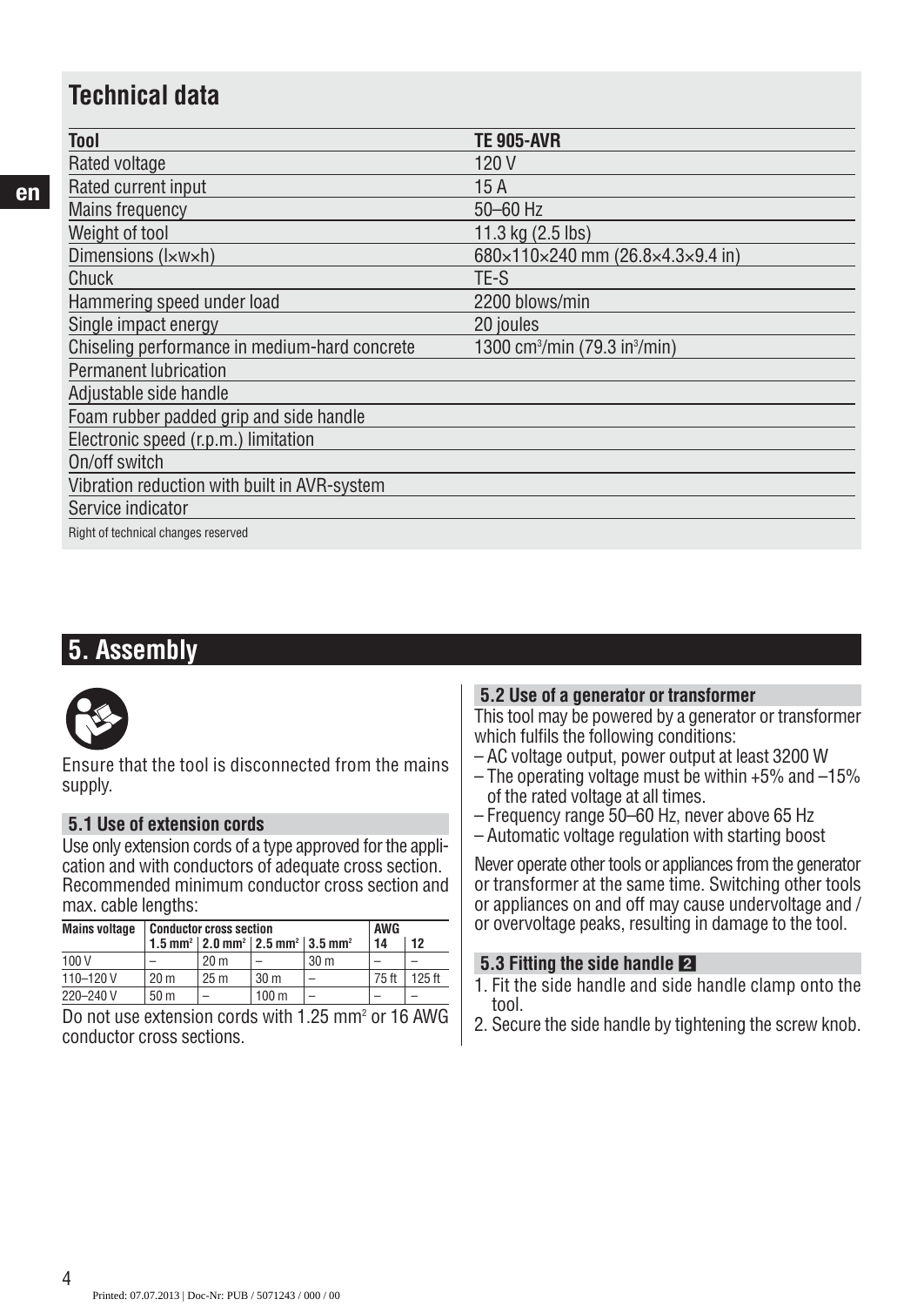## Technical data

| Tool | TE 905-AVR |
|---|---|
| Rated voltage | 120 V |
| Rated current input | 15 A |
| Mains frequency | 50–60 Hz |
| Weight of tool | 11.3 kg (2.5 lbs) |
| Dimensions (l×w×h) | 680×110×240 mm (26.8×4.3×9.4 in) |
| Chuck | TE-S |
| Hammering speed under load | 2200 blows/min |
| Single impact energy | 20 joules |
| Chiseling performance in medium-hard concrete | 1300 cm³/min (79.3 in³/min) |
| Permanent lubrication | |
| Adjustable side handle | |
| Foam rubber padded grip and side handle | |
| Electronic speed (r.p.m.) limitation | |
| On/off switch | |
| Vibration reduction with built in AVR-system | |
| Service indicator | |

Right of technical changes reserved

# 5. Assembly

Ensure that the tool is disconnected from the mains supply.

### 5.1 Use of extension cords

Use only extension cords of a type approved for the application and with conductors of adequate cross section. Recommended minimum conductor cross section and max. cable lengths:

| Mains voltage | Conductor cross section | | | | AWG | |
|---|---|---|---|---|---|---|
| | 1.5 mm² | 2.0 mm² | 2.5 mm² | 3.5 mm² | 14 | 12 |
| 100 V | – | 20 m | – | 30 m | – | – |
| 110–120 V | 20 m | 25 m | 30 m | – | 75 ft | 125 ft |
| 220–240 V | 50 m | – | 100 m | – | – | – |

Do not use extension cords with 1.25 mm² or 16 AWG conductor cross sections.

### 5.2 Use of a generator or transformer

This tool may be powered by a generator or transformer which fulfils the following conditions:

- AC voltage output, power output at least 3200 W
- The operating voltage must be within +5% and –15% of the rated voltage at all times.
- Frequency range 50–60 Hz, never above 65 Hz
- Automatic voltage regulation with starting boost

Never operate other tools or appliances from the generator or transformer at the same time. Switching other tools or appliances on and off may cause undervoltage and / or overvoltage peaks, resulting in damage to the tool.

### 5.3 Fitting the side handle 2

1. Fit the side handle and side handle clamp onto the tool.
2. Secure the side handle by tightening the screw knob.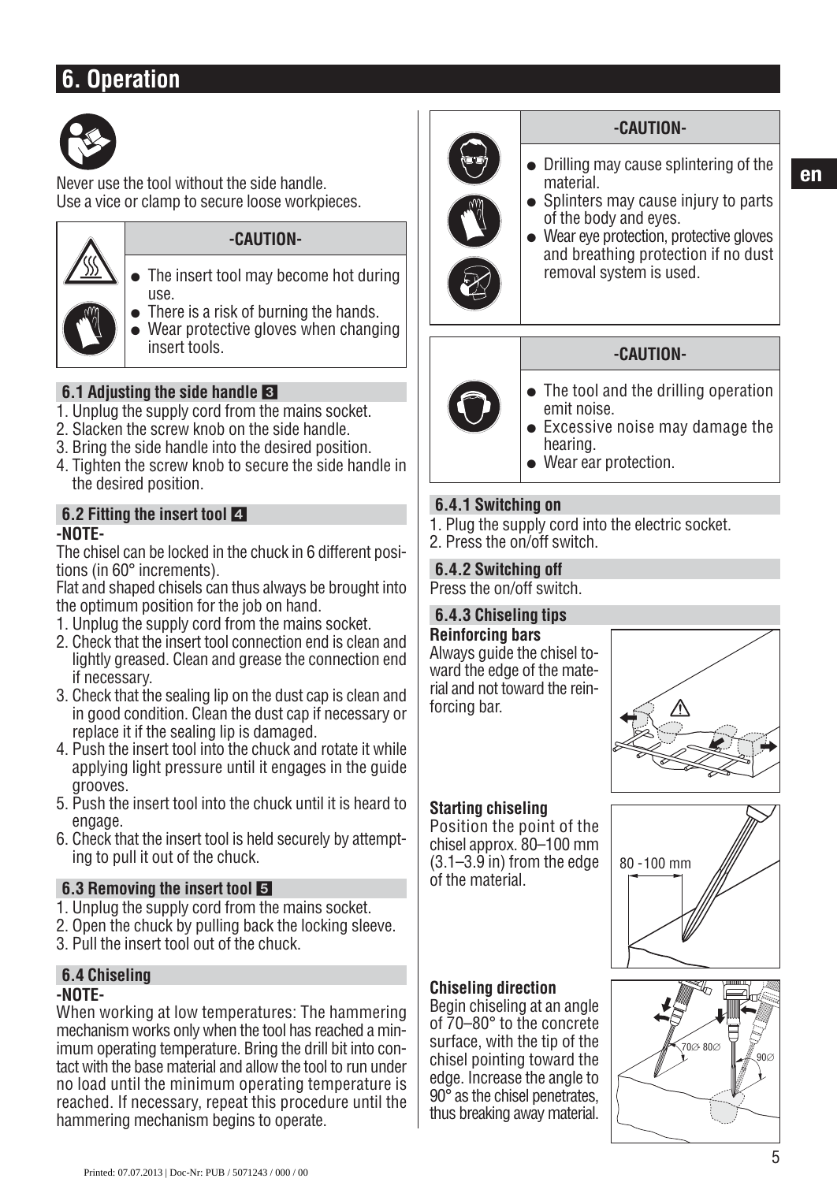# 6. Operation

Never use the tool without the side handle.
Use a vice or clamp to secure loose workpieces.

**-CAUTION-**

- The insert tool may become hot during use.
- There is a risk of burning the hands.
- Wear protective gloves when changing insert tools.

### 6.1 Adjusting the side handle 3

1. Unplug the supply cord from the mains socket.
2. Slacken the screw knob on the side handle.
3. Bring the side handle into the desired position.
4. Tighten the screw knob to secure the side handle in the desired position.

### 6.2 Fitting the insert tool 4

**-NOTE-**

The chisel can be locked in the chuck in 6 different positions (in 60° increments).

Flat and shaped chisels can thus always be brought into the optimum position for the job on hand.

1. Unplug the supply cord from the mains socket.
2. Check that the insert tool connection end is clean and lightly greased. Clean and grease the connection end if necessary.
3. Check that the sealing lip on the dust cap is clean and in good condition. Clean the dust cap if necessary or replace it if the sealing lip is damaged.
4. Push the insert tool into the chuck and rotate it while applying light pressure until it engages in the guide grooves.
5. Push the insert tool into the chuck until it is heard to engage.
6. Check that the insert tool is held securely by attempting to pull it out of the chuck.

### 6.3 Removing the insert tool 5

1. Unplug the supply cord from the mains socket.
2. Open the chuck by pulling back the locking sleeve.
3. Pull the insert tool out of the chuck.

### 6.4 Chiseling

**-NOTE-**

When working at low temperatures: The hammering mechanism works only when the tool has reached a minimum operating temperature. Bring the drill bit into contact with the base material and allow the tool to run under no load until the minimum operating temperature is reached. If necessary, repeat this procedure until the hammering mechanism begins to operate.

**-CAUTION-**

- Drilling may cause splintering of the material.
- Splinters may cause injury to parts of the body and eyes.
- Wear eye protection, protective gloves and breathing protection if no dust removal system is used.

**-CAUTION-**

- The tool and the drilling operation emit noise.
- Excessive noise may damage the hearing.
- Wear ear protection.

#### 6.4.1 Switching on

1. Plug the supply cord into the electric socket.
2. Press the on/off switch.

#### 6.4.2 Switching off

Press the on/off switch.

#### 6.4.3 Chiseling tips

**Reinforcing bars**

Always guide the chisel toward the edge of the material and not toward the reinforcing bar.

**Starting chiseling**

Position the point of the chisel approx. 80–100 mm (3.1–3.9 in) from the edge of the material.

80 -100 mm

**Chiseling direction**

Begin chiseling at an angle of 70–80° to the concrete surface, with the tip of the chisel pointing toward the edge. Increase the angle to 90° as the chisel penetrates, thus breaking away material.

70∅- 80∅ 90∅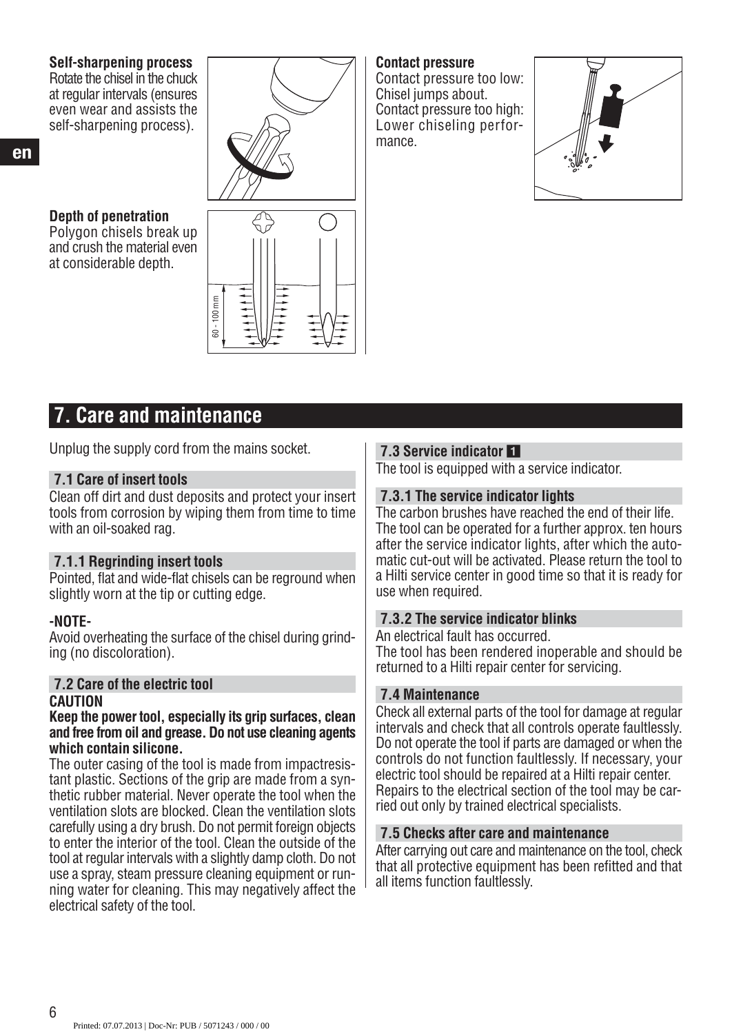**Self-sharpening process**
Rotate the chisel in the chuck at regular intervals (ensures even wear and assists the self-sharpening process).

**Depth of penetration**
Polygon chisels break up and crush the material even at considerable depth.

**Contact pressure**
Contact pressure too low: Chisel jumps about.
Contact pressure too high: Lower chiseling performance.

# 7. Care and maintenance

Unplug the supply cord from the mains socket.

## 7.1 Care of insert tools

Clean off dirt and dust deposits and protect your insert tools from corrosion by wiping them from time to time with an oil-soaked rag.

### 7.1.1 Regrinding insert tools

Pointed, flat and wide-flat chisels can be reground when slightly worn at the tip or cutting edge.

**-NOTE-**

Avoid overheating the surface of the chisel during grinding (no discoloration).

## 7.2 Care of the electric tool

**CAUTION**

**Keep the power tool, especially its grip surfaces, clean and free from oil and grease. Do not use cleaning agents which contain silicone.**

The outer casing of the tool is made from impactresistant plastic. Sections of the grip are made from a synthetic rubber material. Never operate the tool when the ventilation slots are blocked. Clean the ventilation slots carefully using a dry brush. Do not permit foreign objects to enter the interior of the tool. Clean the outside of the tool at regular intervals with a slightly damp cloth. Do not use a spray, steam pressure cleaning equipment or running water for cleaning. This may negatively affect the electrical safety of the tool.

## 7.3 Service indicator 1

The tool is equipped with a service indicator.

### 7.3.1 The service indicator lights

The carbon brushes have reached the end of their life. The tool can be operated for a further approx. ten hours after the service indicator lights, after which the automatic cut-out will be activated. Please return the tool to a Hilti service center in good time so that it is ready for use when required.

### 7.3.2 The service indicator blinks

An electrical fault has occurred.
The tool has been rendered inoperable and should be returned to a Hilti repair center for servicing.

## 7.4 Maintenance

Check all external parts of the tool for damage at regular intervals and check that all controls operate faultlessly. Do not operate the tool if parts are damaged or when the controls do not function faultlessly. If necessary, your electric tool should be repaired at a Hilti repair center. Repairs to the electrical section of the tool may be carried out only by trained electrical specialists.

## 7.5 Checks after care and maintenance

After carrying out care and maintenance on the tool, check that all protective equipment has been refitted and that all items function faultlessly.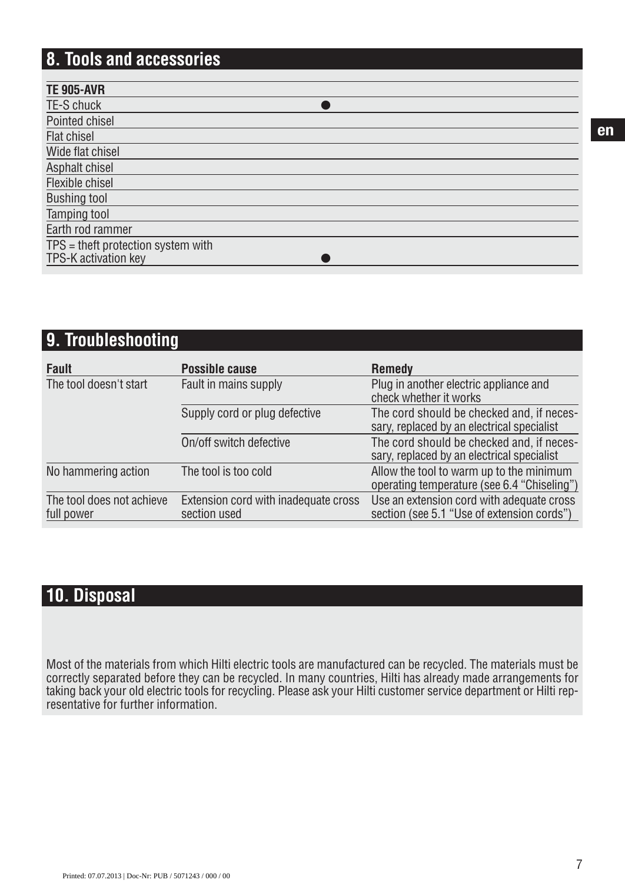## 8. Tools and accessories

| TE 905-AVR | |
|---|---|
| TE-S chuck | ● |
| Pointed chisel | |
| Flat chisel | |
| Wide flat chisel | |
| Asphalt chisel | |
| Flexible chisel | |
| Bushing tool | |
| Tamping tool | |
| Earth rod rammer | |
| TPS = theft protection system with TPS-K activation key | ● |

## 9. Troubleshooting

| Fault | Possible cause | Remedy |
|---|---|---|
| The tool doesn't start | Fault in mains supply | Plug in another electric appliance and check whether it works |
| | Supply cord or plug defective | The cord should be checked and, if necessary, replaced by an electrical specialist |
| | On/off switch defective | The cord should be checked and, if necessary, replaced by an electrical specialist |
| No hammering action | The tool is too cold | Allow the tool to warm up to the minimum operating temperature (see 6.4 “Chiseling”) |
| The tool does not achieve full power | Extension cord with inadequate cross section used | Use an extension cord with adequate cross section (see 5.1 “Use of extension cords”) |

## 10. Disposal

Most of the materials from which Hilti electric tools are manufactured can be recycled. The materials must be correctly separated before they can be recycled. In many countries, Hilti has already made arrangements for taking back your old electric tools for recycling. Please ask your Hilti customer service department or Hilti representative for further information.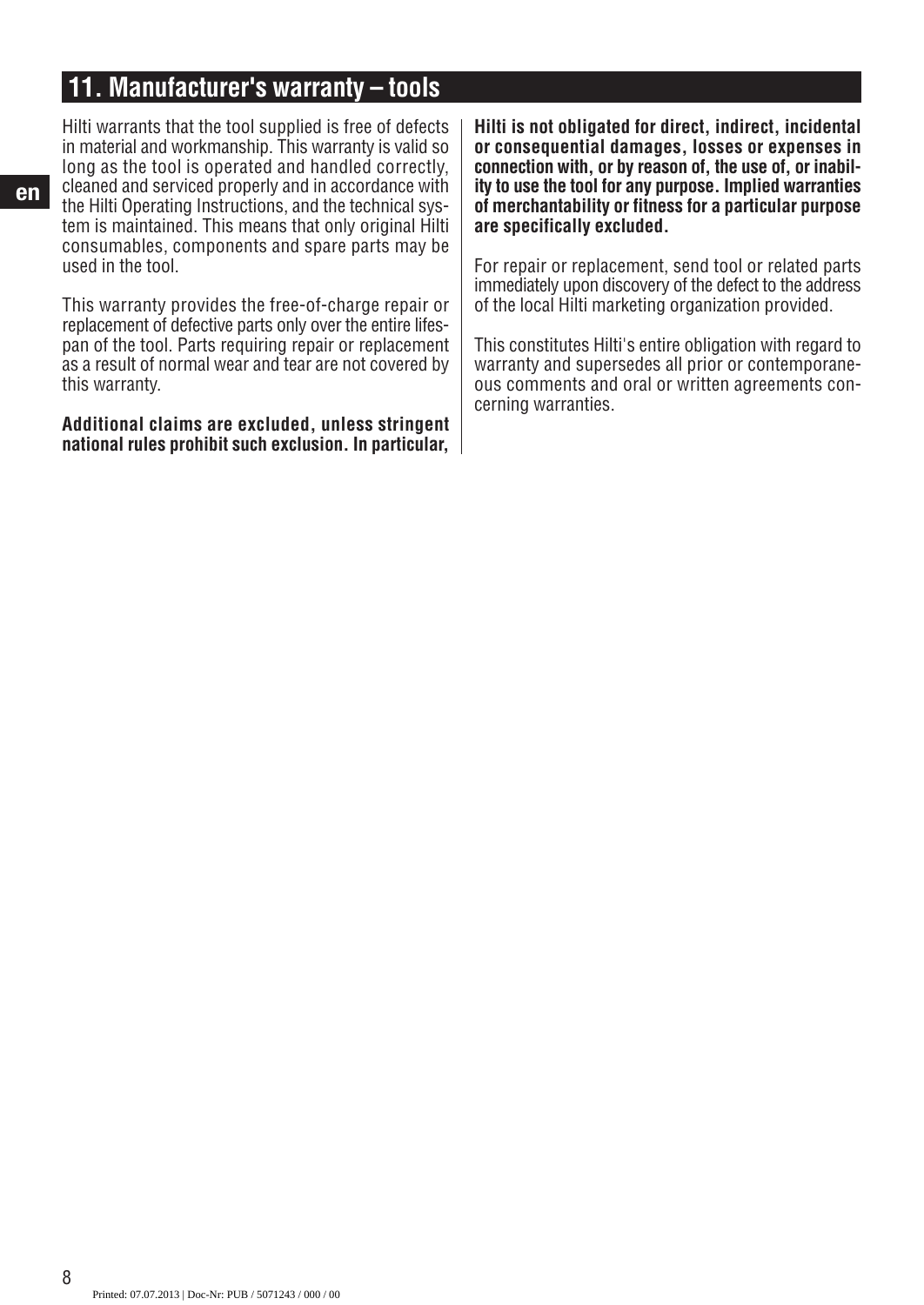## 11. Manufacturer's warranty – tools

Hilti warrants that the tool supplied is free of defects in material and workmanship. This warranty is valid so long as the tool is operated and handled correctly, cleaned and serviced properly and in accordance with the Hilti Operating Instructions, and the technical system is maintained. This means that only original Hilti consumables, components and spare parts may be used in the tool.

This warranty provides the free-of-charge repair or replacement of defective parts only over the entire lifespan of the tool. Parts requiring repair or replacement as a result of normal wear and tear are not covered by this warranty.

**Additional claims are excluded, unless stringent national rules prohibit such exclusion. In particular, Hilti is not obligated for direct, indirect, incidental or consequential damages, losses or expenses in connection with, or by reason of, the use of, or inability to use the tool for any purpose. Implied warranties of merchantability or fitness for a particular purpose are specifically excluded.**

For repair or replacement, send tool or related parts immediately upon discovery of the defect to the address of the local Hilti marketing organization provided.

This constitutes Hilti's entire obligation with regard to warranty and supersedes all prior or contemporaneous comments and oral or written agreements concerning warranties.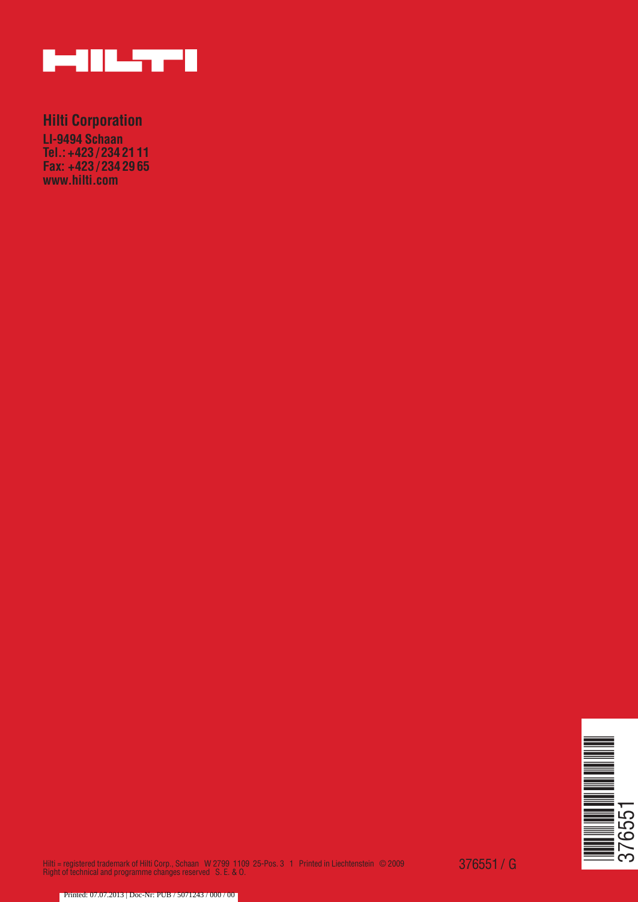HILTI

**Hilti Corporation**

**LI-9494 Schaan**
**Tel.: +423 / 234 21 11**
**Fax: +423 / 234 29 65**
**www.hilti.com**

Hilti = registered trademark of Hilti Corp., Schaan W 2799 1109 25-Pos. 3 1 Printed in Liechtenstein © 2009
Right of technical and programme changes reserved S. E. & O.

376551 / G

376551

Printed: 07.07.2013 | Doc-Nr: PUB / 5071243 / 000 / 00